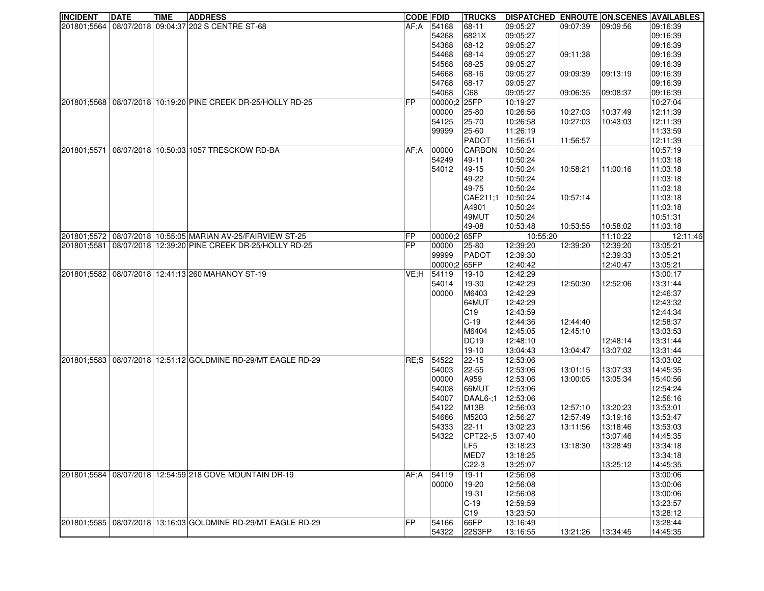| INCIDENT | DATE | TIME | ADDRESS | CODE | FDID | TRUCKS | DISPATCHED | ENROUTE | ON.SCENES | AVAILABLES |
|---|---|---|---|---|---|---|---|---|---|---|
| 201801;5564 | 08/07/2018 | 09:04:37 | 202 S CENTRE ST-68 | AF;A | 54168 | 68-11 | 09:05:27 | 09:07:39 | 09:09:56 | 09:16:39 |
| | | | | | 54268 | 6821X | 09:05:27 | | | 09:16:39 |
| | | | | | 54368 | 68-12 | 09:05:27 | | | 09:16:39 |
| | | | | | 54468 | 68-14 | 09:05:27 | 09:11:38 | | 09:16:39 |
| | | | | | 54568 | 68-25 | 09:05:27 | | | 09:16:39 |
| | | | | | 54668 | 68-16 | 09:05:27 | 09:09:39 | 09:13:19 | 09:16:39 |
| | | | | | 54768 | 68-17 | 09:05:27 | | | 09:16:39 |
| | | | | | 54068 | C68 | 09:05:27 | 09:06:35 | 09:08:37 | 09:16:39 |
| 201801;5568 | 08/07/2018 | 10:19:20 | PINE CREEK DR-25/HOLLY RD-25 | FP | 00000;2 | 25FP | 10:19:27 | | | 10:27:04 |
| | | | | | 00000 | 25-80 | 10:26:56 | 10:27:03 | 10:37:49 | 12:11:39 |
| | | | | | 54125 | 25-70 | 10:26:58 | 10:27:03 | 10:43:03 | 12:11:39 |
| | | | | | 99999 | 25-60 | 11:26:19 | | | 11:33:59 |
| | | | | | | PADOT | 11:56:51 | 11:56:57 | | 12:11:39 |
| 201801;5571 | 08/07/2018 | 10:50:03 | 1057 TRESCKOW RD-BA | AF;A | 00000 | CARBON | 10:50:24 | | | 10:57:19 |
| | | | | | 54249 | 49-11 | 10:50:24 | | | 11:03:18 |
| | | | | | 54012 | 49-15 | 10:50:24 | 10:58:21 | 11:00:16 | 11:03:18 |
| | | | | | | 49-22 | 10:50:24 | | | 11:03:18 |
| | | | | | | 49-75 | 10:50:24 | | | 11:03:18 |
| | | | | | | CAE211;1 | 10:50:24 | 10:57:14 | | 11:03:18 |
| | | | | | | A4901 | 10:50:24 | | | 11:03:18 |
| | | | | | | 49MUT | 10:50:24 | | | 10:51:31 |
| | | | | | | 49-08 | 10:53:48 | 10:53:55 | 10:58:02 | 11:03:18 |
| 201801;5572 | 08/07/2018 | 10:55:05 | MARIAN AV-25/FAIRVIEW ST-25 | FP | 00000;2 | 65FP | 10:55:20 | | 11:10:22 | 12:11:46 |
| 201801;5581 | 08/07/2018 | 12:39:20 | PINE CREEK DR-25/HOLLY RD-25 | FP | 00000 | 25-80 | 12:39:20 | 12:39:20 | 12:39:20 | 13:05:21 |
| | | | | | 99999 | PADOT | 12:39:30 | | 12:39:33 | 13:05:21 |
| | | | | | 00000;2 | 65FP | 12:40:42 | | 12:40:47 | 13:05:21 |
| 201801;5582 | 08/07/2018 | 12:41:13 | 260 MAHANOY ST-19 | VE;H | 54119 | 19-10 | 12:42:29 | | | 13:00:17 |
| | | | | | 54014 | 19-30 | 12:42:29 | 12:50:30 | 12:52:06 | 13:31:44 |
| | | | | | 00000 | M6403 | 12:42:29 | | | 12:46:37 |
| | | | | | | 64MUT | 12:42:29 | | | 12:43:32 |
| | | | | | | C19 | 12:43:59 | | | 12:44:34 |
| | | | | | | C-19 | 12:44:36 | 12:44:40 | | 12:58:37 |
| | | | | | | M6404 | 12:45:05 | 12:45:10 | | 13:03:53 |
| | | | | | | DC19 | 12:48:10 | | 12:48:14 | 13:31:44 |
| | | | | | | 19-10 | 13:04:43 | 13:04:47 | 13:07:02 | 13:31:44 |
| 201801;5583 | 08/07/2018 | 12:51:12 | GOLDMINE RD-29/MT EAGLE RD-29 | RE;S | 54522 | 22-15 | 12:53:06 | | | 13:03:02 |
| | | | | | 54003 | 22-55 | 12:53:06 | 13:01:15 | 13:07:33 | 14:45:35 |
| | | | | | 00000 | A959 | 12:53:06 | 13:00:05 | 13:05:34 | 15:40:56 |
| | | | | | 54008 | 66MUT | 12:53:06 | | | 12:54:24 |
| | | | | | 54007 | DAAL6-;1 | 12:53:06 | | | 12:56:16 |
| | | | | | 54122 | M13B | 12:56:03 | 12:57:10 | 13:20:23 | 13:53:01 |
| | | | | | 54666 | M5203 | 12:56:27 | 12:57:49 | 13:19:16 | 13:53:47 |
| | | | | | 54333 | 22-11 | 13:02:23 | 13:11:56 | 13:18:46 | 13:53:03 |
| | | | | | 54322 | CPT22-;5 | 13:07:40 | | 13:07:46 | 14:45:35 |
| | | | | | | LF5 | 13:18:23 | 13:18:30 | 13:28:49 | 13:34:18 |
| | | | | | | MED7 | 13:18:25 | | | 13:34:18 |
| | | | | | | C22-3 | 13:25:07 | | 13:25:12 | 14:45:35 |
| 201801;5584 | 08/07/2018 | 12:54:59 | 218 COVE MOUNTAIN DR-19 | AF;A | 54119 | 19-11 | 12:56:08 | | | 13:00:06 |
| | | | | | 00000 | 19-20 | 12:56:08 | | | 13:00:06 |
| | | | | | | 19-31 | 12:56:08 | | | 13:00:06 |
| | | | | | | C-19 | 12:59:59 | | | 13:23:57 |
| | | | | | | C19 | 13:23:50 | | | 13:28:12 |
| 201801;5585 | 08/07/2018 | 13:16:03 | GOLDMINE RD-29/MT EAGLE RD-29 | FP | 54166 | 66FP | 13:16:49 | | | 13:28:44 |
| | | | | | 54322 | 22S3FP | 13:16:55 | 13:21:26 | 13:34:45 | 14:45:35 |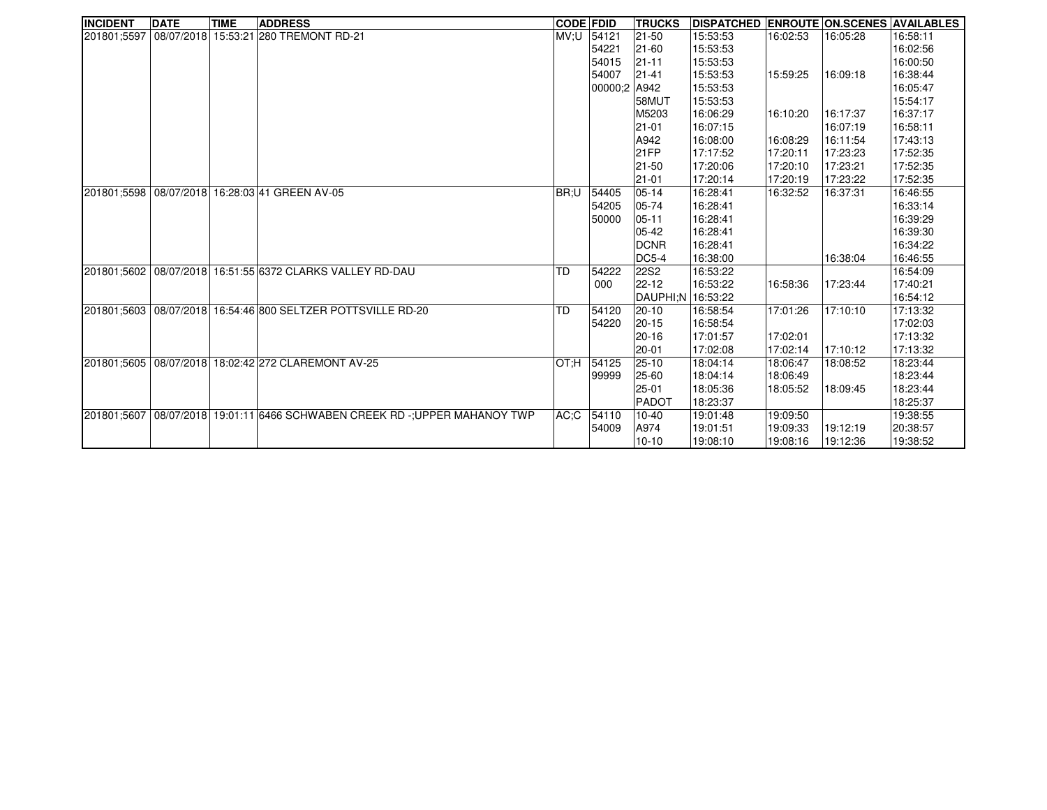| INCIDENT | DATE | TIME | ADDRESS | CODE | FDID | TRUCKS | DISPATCHED | ENROUTE | ON.SCENES | AVAILABLES |
|---|---|---|---|---|---|---|---|---|---|---|
| 201801;5597 | 08/07/2018 | 15:53:21 | 280 TREMONT RD-21 | MV;U | 54121 | 21-50 | 15:53:53 | 16:02:53 | 16:05:28 | 16:58:11 |
| | | | | | 54221 | 21-60 | 15:53:53 | | | 16:02:56 |
| | | | | | 54015 | 21-11 | 15:53:53 | | | 16:00:50 |
| | | | | | 54007 | 21-41 | 15:53:53 | 15:59:25 | 16:09:18 | 16:38:44 |
| | | | | | 00000;2 | A942 | 15:53:53 | | | 16:05:47 |
| | | | | | | 58MUT | 15:53:53 | | | 15:54:17 |
| | | | | | | M5203 | 16:06:29 | 16:10:20 | 16:17:37 | 16:37:17 |
| | | | | | | 21-01 | 16:07:15 | | 16:07:19 | 16:58:11 |
| | | | | | | A942 | 16:08:00 | 16:08:29 | 16:11:54 | 17:43:13 |
| | | | | | | 21FP | 17:17:52 | 17:20:11 | 17:23:23 | 17:52:35 |
| | | | | | | 21-50 | 17:20:06 | 17:20:10 | 17:23:21 | 17:52:35 |
| | | | | | | 21-01 | 17:20:14 | 17:20:19 | 17:23:22 | 17:52:35 |
| 201801;5598 | 08/07/2018 | 16:28:03 | 41 GREEN AV-05 | BR;U | 54405 | 05-14 | 16:28:41 | 16:32:52 | 16:37:31 | 16:46:55 |
| | | | | | 54205 | 05-74 | 16:28:41 | | | 16:33:14 |
| | | | | | 50000 | 05-11 | 16:28:41 | | | 16:39:29 |
| | | | | | | 05-42 | 16:28:41 | | | 16:39:30 |
| | | | | | | DCNR | 16:28:41 | | | 16:34:22 |
| | | | | | | DC5-4 | 16:38:00 | | 16:38:04 | 16:46:55 |
| 201801;5602 | 08/07/2018 | 16:51:55 | 6372 CLARKS VALLEY RD-DAU | TD | 54222 | 22S2 | 16:53:22 | | | 16:54:09 |
| | | | | | 000 | 22-12 | 16:53:22 | 16:58:36 | 17:23:44 | 17:40:21 |
| | | | | | | DAUPHI;N | 16:53:22 | | | 16:54:12 |
| 201801;5603 | 08/07/2018 | 16:54:46 | 800 SELTZER POTTSVILLE RD-20 | TD | 54120 | 20-10 | 16:58:54 | 17:01:26 | 17:10:10 | 17:13:32 |
| | | | | | 54220 | 20-15 | 16:58:54 | | | 17:02:03 |
| | | | | | | 20-16 | 17:01:57 | 17:02:01 | | 17:13:32 |
| | | | | | | 20-01 | 17:02:08 | 17:02:14 | 17:10:12 | 17:13:32 |
| 201801;5605 | 08/07/2018 | 18:02:42 | 272 CLAREMONT AV-25 | OT;H | 54125 | 25-10 | 18:04:14 | 18:06:47 | 18:08:52 | 18:23:44 |
| | | | | | 99999 | 25-60 | 18:04:14 | 18:06:49 | | 18:23:44 |
| | | | | | | 25-01 | 18:05:36 | 18:05:52 | 18:09:45 | 18:23:44 |
| | | | | | | PADOT | 18:23:37 | | | 18:25:37 |
| 201801;5607 | 08/07/2018 | 19:01:11 | 6466 SCHWABEN CREEK RD -;UPPER MAHANOY TWP | AC;C | 54110 | 10-40 | 19:01:48 | 19:09:50 | | 19:38:55 |
| | | | | | 54009 | A974 | 19:01:51 | 19:09:33 | 19:12:19 | 20:38:57 |
| | | | | | | 10-10 | 19:08:10 | 19:08:16 | 19:12:36 | 19:38:52 |